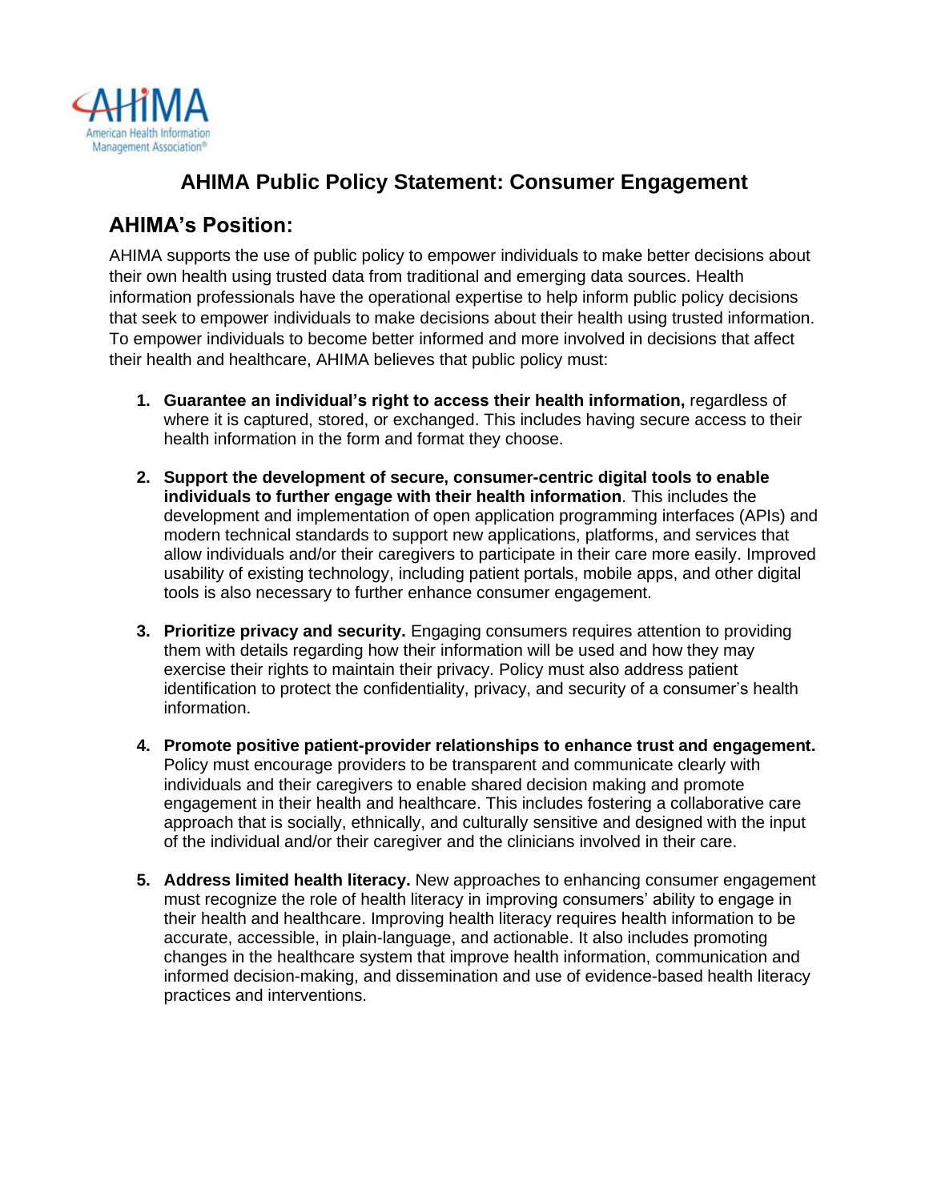# AHIMA Public Policy Statement: Consumer Engagement

## AHIMA's Position:

AHIMA supports the use of public policy to empower individuals to make better decisions about their own health using trusted data from traditional and emerging data sources. Health information professionals have the operational expertise to help inform public policy decisions that seek to empower individuals to make decisions about their health using trusted information. To empower individuals to become better informed and more involved in decisions that affect their health and healthcare, AHIMA believes that public policy must:

1. **Guarantee an individual's right to access their health information,** regardless of where it is captured, stored, or exchanged. This includes having secure access to their health information in the form and format they choose.

2. **Support the development of secure, consumer-centric digital tools to enable individuals to further engage with their health information**. This includes the development and implementation of open application programming interfaces (APIs) and modern technical standards to support new applications, platforms, and services that allow individuals and/or their caregivers to participate in their care more easily. Improved usability of existing technology, including patient portals, mobile apps, and other digital tools is also necessary to further enhance consumer engagement.

3. **Prioritize privacy and security.** Engaging consumers requires attention to providing them with details regarding how their information will be used and how they may exercise their rights to maintain their privacy. Policy must also address patient identification to protect the confidentiality, privacy, and security of a consumer's health information.

4. **Promote positive patient-provider relationships to enhance trust and engagement.** Policy must encourage providers to be transparent and communicate clearly with individuals and their caregivers to enable shared decision making and promote engagement in their health and healthcare. This includes fostering a collaborative care approach that is socially, ethnically, and culturally sensitive and designed with the input of the individual and/or their caregiver and the clinicians involved in their care.

5. **Address limited health literacy.** New approaches to enhancing consumer engagement must recognize the role of health literacy in improving consumers' ability to engage in their health and healthcare. Improving health literacy requires health information to be accurate, accessible, in plain-language, and actionable. It also includes promoting changes in the healthcare system that improve health information, communication and informed decision-making, and dissemination and use of evidence-based health literacy practices and interventions.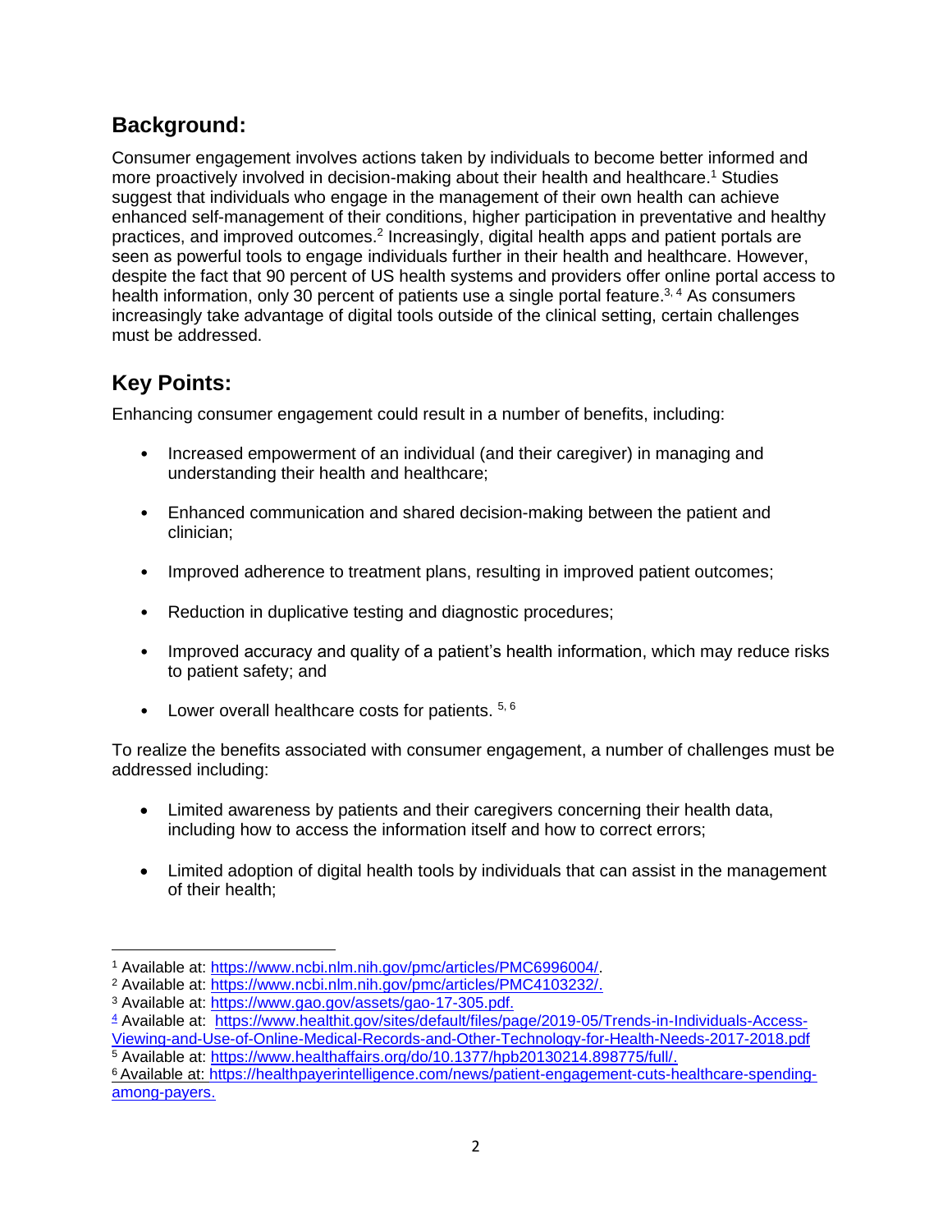## Background:

Consumer engagement involves actions taken by individuals to become better informed and more proactively involved in decision-making about their health and healthcare.[1] Studies suggest that individuals who engage in the management of their own health can achieve enhanced self-management of their conditions, higher participation in preventative and healthy practices, and improved outcomes.[2] Increasingly, digital health apps and patient portals are seen as powerful tools to engage individuals further in their health and healthcare. However, despite the fact that 90 percent of US health systems and providers offer online portal access to health information, only 30 percent of patients use a single portal feature.[3, 4] As consumers increasingly take advantage of digital tools outside of the clinical setting, certain challenges must be addressed.

## Key Points:

Enhancing consumer engagement could result in a number of benefits, including:

- Increased empowerment of an individual (and their caregiver) in managing and understanding their health and healthcare;
- Enhanced communication and shared decision-making between the patient and clinician;
- Improved adherence to treatment plans, resulting in improved patient outcomes;
- Reduction in duplicative testing and diagnostic procedures;
- Improved accuracy and quality of a patient's health information, which may reduce risks to patient safety; and
- Lower overall healthcare costs for patients. [5, 6]

To realize the benefits associated with consumer engagement, a number of challenges must be addressed including:

- Limited awareness by patients and their caregivers concerning their health data, including how to access the information itself and how to correct errors;
- Limited adoption of digital health tools by individuals that can assist in the management of their health;

---

[1] Available at: https://www.ncbi.nlm.nih.gov/pmc/articles/PMC6996004/.
[2] Available at: https://www.ncbi.nlm.nih.gov/pmc/articles/PMC4103232/.
[3] Available at: https://www.gao.gov/assets/gao-17-305.pdf.
[4] Available at: https://www.healthit.gov/sites/default/files/page/2019-05/Trends-in-Individuals-Access-Viewing-and-Use-of-Online-Medical-Records-and-Other-Technology-for-Health-Needs-2017-2018.pdf
[5] Available at: https://www.healthaffairs.org/do/10.1377/hpb20130214.898775/full/.
[6] Available at: https://healthpayerintelligence.com/news/patient-engagement-cuts-healthcare-spending-among-payers.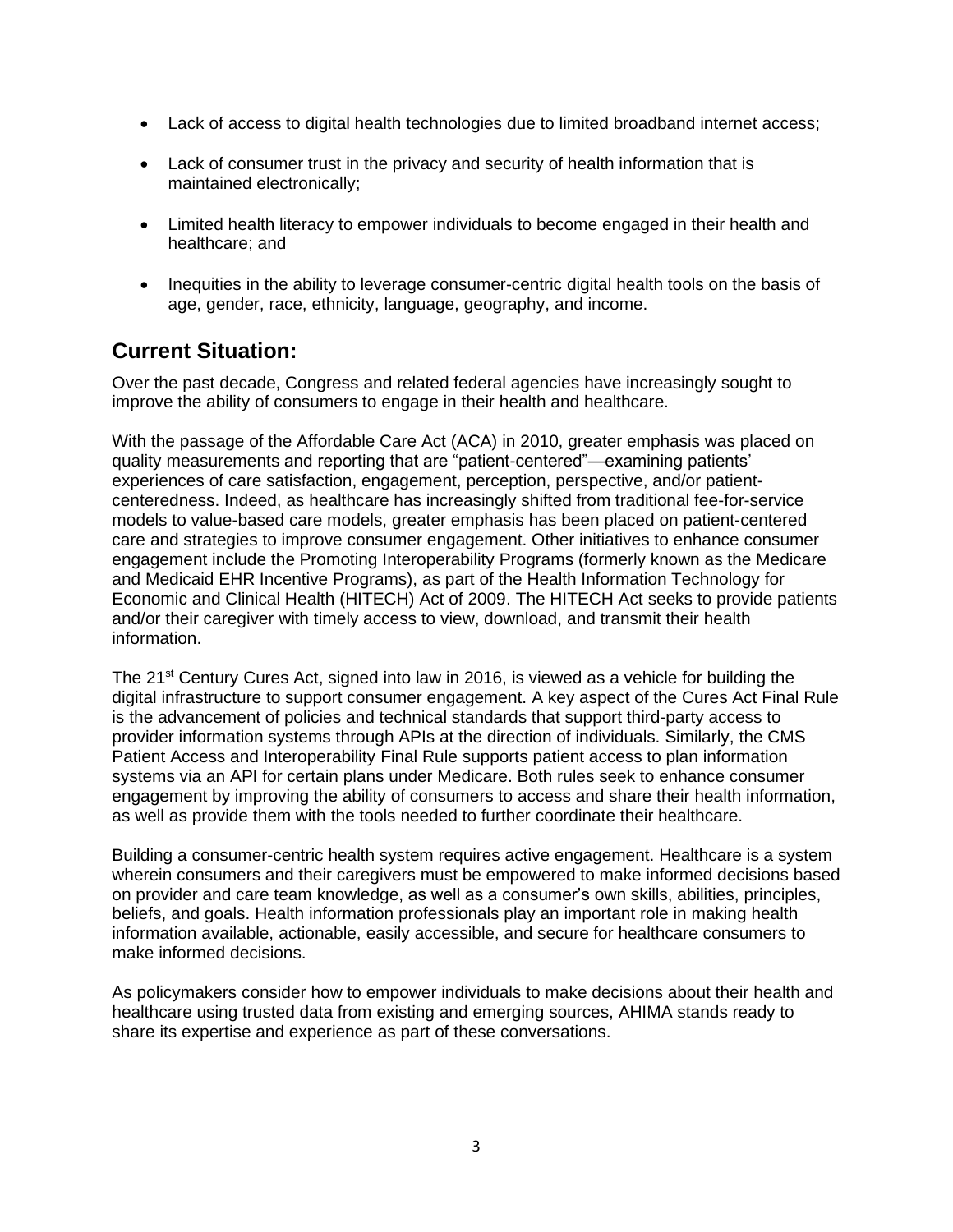- Lack of access to digital health technologies due to limited broadband internet access;
- Lack of consumer trust in the privacy and security of health information that is maintained electronically;
- Limited health literacy to empower individuals to become engaged in their health and healthcare; and
- Inequities in the ability to leverage consumer-centric digital health tools on the basis of age, gender, race, ethnicity, language, geography, and income.

## Current Situation:

Over the past decade, Congress and related federal agencies have increasingly sought to improve the ability of consumers to engage in their health and healthcare.

With the passage of the Affordable Care Act (ACA) in 2010, greater emphasis was placed on quality measurements and reporting that are "patient-centered"—examining patients' experiences of care satisfaction, engagement, perception, perspective, and/or patient-centeredness. Indeed, as healthcare has increasingly shifted from traditional fee-for-service models to value-based care models, greater emphasis has been placed on patient-centered care and strategies to improve consumer engagement. Other initiatives to enhance consumer engagement include the Promoting Interoperability Programs (formerly known as the Medicare and Medicaid EHR Incentive Programs), as part of the Health Information Technology for Economic and Clinical Health (HITECH) Act of 2009. The HITECH Act seeks to provide patients and/or their caregiver with timely access to view, download, and transmit their health information.

The 21st Century Cures Act, signed into law in 2016, is viewed as a vehicle for building the digital infrastructure to support consumer engagement. A key aspect of the Cures Act Final Rule is the advancement of policies and technical standards that support third-party access to provider information systems through APIs at the direction of individuals. Similarly, the CMS Patient Access and Interoperability Final Rule supports patient access to plan information systems via an API for certain plans under Medicare. Both rules seek to enhance consumer engagement by improving the ability of consumers to access and share their health information, as well as provide them with the tools needed to further coordinate their healthcare.

Building a consumer-centric health system requires active engagement. Healthcare is a system wherein consumers and their caregivers must be empowered to make informed decisions based on provider and care team knowledge, as well as a consumer's own skills, abilities, principles, beliefs, and goals. Health information professionals play an important role in making health information available, actionable, easily accessible, and secure for healthcare consumers to make informed decisions.

As policymakers consider how to empower individuals to make decisions about their health and healthcare using trusted data from existing and emerging sources, AHIMA stands ready to share its expertise and experience as part of these conversations.